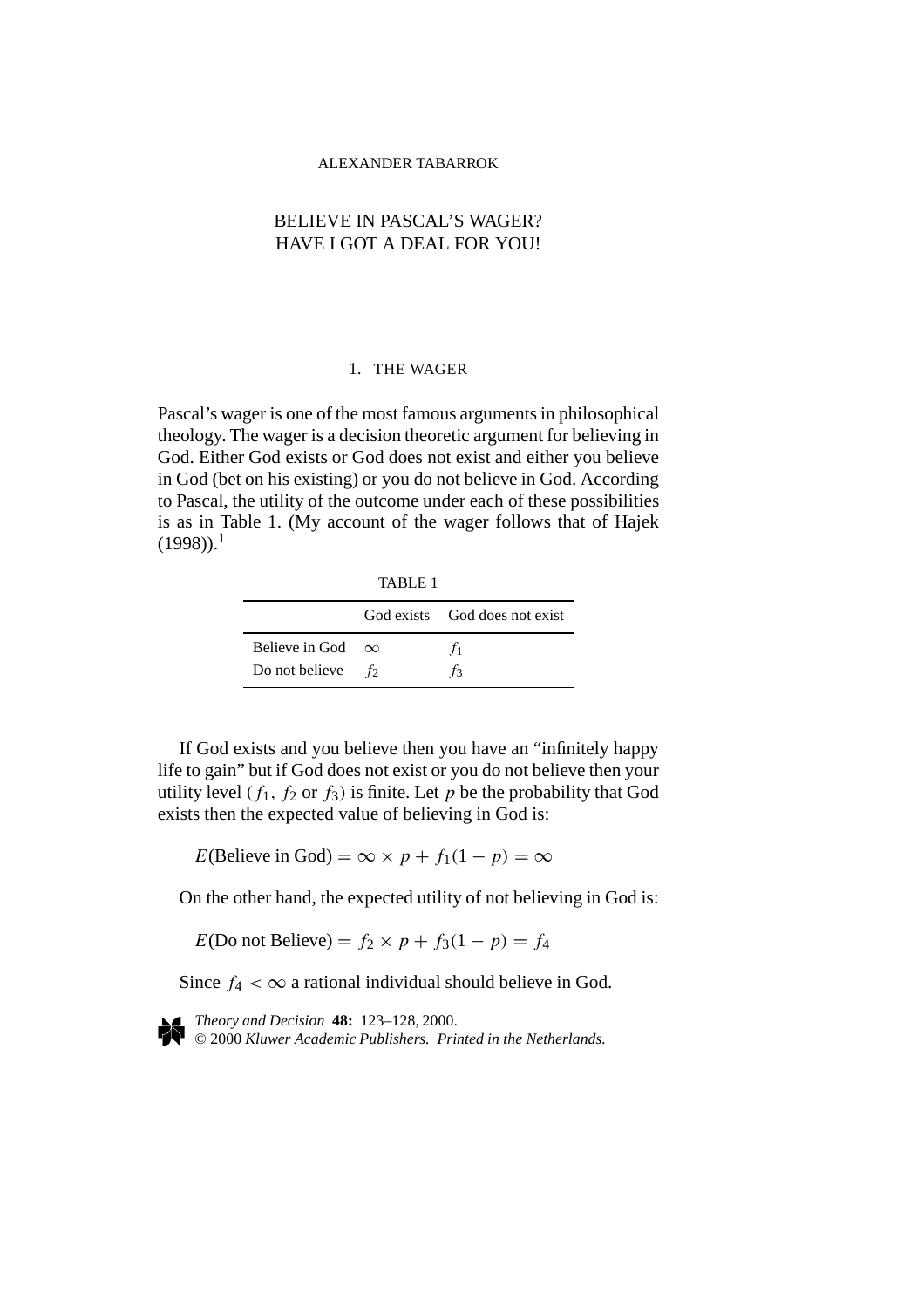ALEXANDER TABARROK

# BELIEVE IN PASCAL'S WAGER? HAVE I GOT A DEAL FOR YOU!

## 1. THE WAGER

Pascal's wager is one of the most famous arguments in philosophical theology. The wager is a decision theoretic argument for believing in God. Either God exists or God does not exist and either you believe in God (bet on his existing) or you do not believe in God. According to Pascal, the utility of the outcome under each of these possibilities is as in Table 1. (My account of the wager follows that of Hajek (1998)).[1]

TABLE 1

| | God exists | God does not exist |
|---|---|---|
| Believe in God | $\infty$ | $f_1$ |
| Do not believe | $f_2$ | $f_3$ |

If God exists and you believe then you have an "infinitely happy life to gain" but if God does not exist or you do not believe then your utility level ($f_1$, $f_2$ or $f_3$) is finite. Let $p$ be the probability that God exists then the expected value of believing in God is:

$$E(\text{Believe in God}) = \infty \times p + f_1(1 - p) = \infty$$

On the other hand, the expected utility of not believing in God is:

$$E(\text{Do not Believe}) = f_2 \times p + f_3(1 - p) = f_4$$

Since $f_4 < \infty$ a rational individual should believe in God.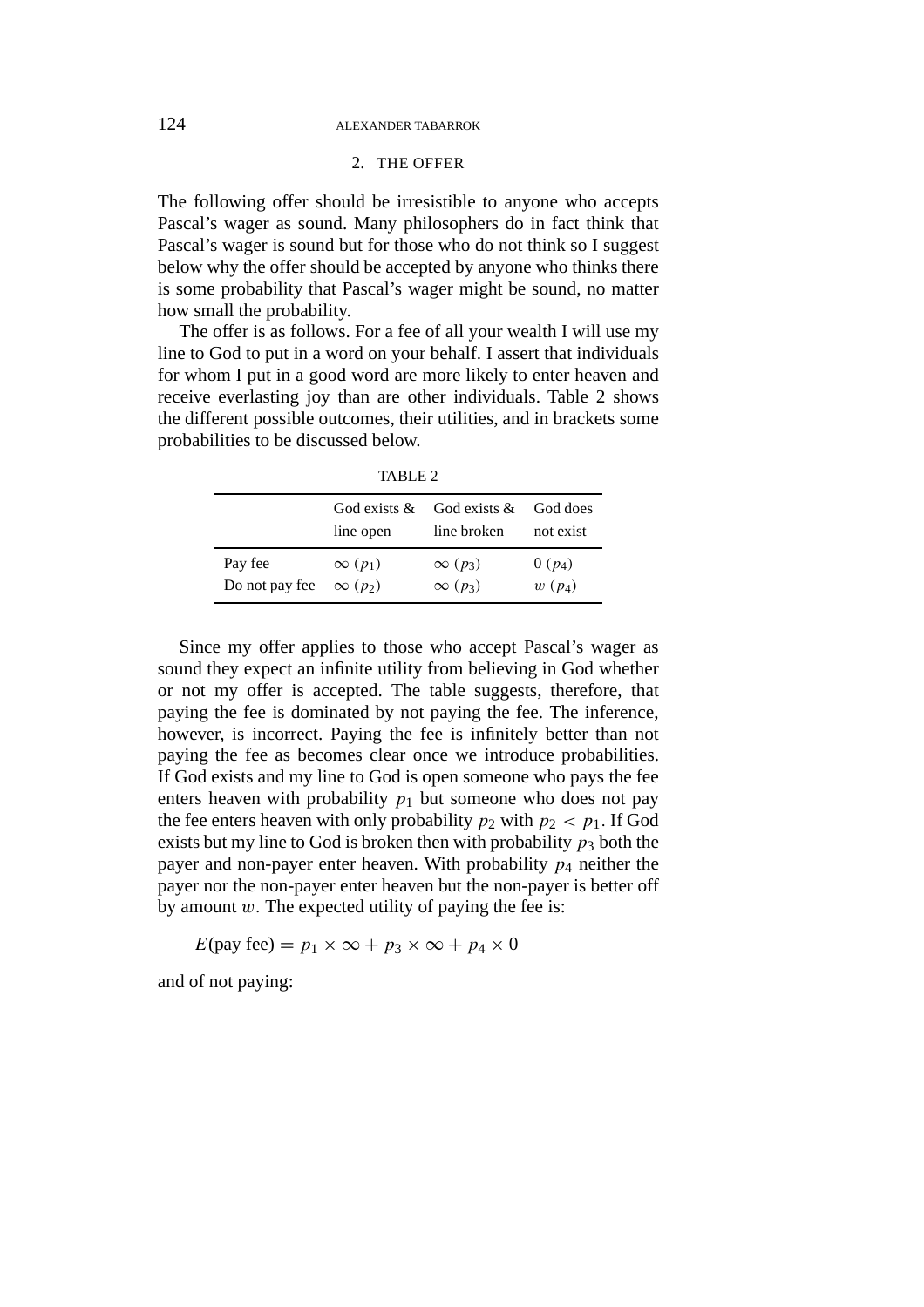## 2. THE OFFER

The following offer should be irresistible to anyone who accepts Pascal's wager as sound. Many philosophers do in fact think that Pascal's wager is sound but for those who do not think so I suggest below why the offer should be accepted by anyone who thinks there is some probability that Pascal's wager might be sound, no matter how small the probability.

The offer is as follows. For a fee of all your wealth I will use my line to God to put in a word on your behalf. I assert that individuals for whom I put in a good word are more likely to enter heaven and receive everlasting joy than are other individuals. Table 2 shows the different possible outcomes, their utilities, and in brackets some probabilities to be discussed below.

TABLE 2

| | God exists & line open | God exists & line broken | God does not exist |
|---|---|---|---|
| Pay fee | $\infty$ ($p_1$) | $\infty$ ($p_3$) | 0 ($p_4$) |
| Do not pay fee | $\infty$ ($p_2$) | $\infty$ ($p_3$) | $w$ ($p_4$) |

Since my offer applies to those who accept Pascal's wager as sound they expect an infinite utility from believing in God whether or not my offer is accepted. The table suggests, therefore, that paying the fee is dominated by not paying the fee. The inference, however, is incorrect. Paying the fee is infinitely better than not paying the fee as becomes clear once we introduce probabilities. If God exists and my line to God is open someone who pays the fee enters heaven with probability $p_1$ but someone who does not pay the fee enters heaven with only probability $p_2$ with $p_2 < p_1$. If God exists but my line to God is broken then with probability $p_3$ both the payer and non-payer enter heaven. With probability $p_4$ neither the payer nor the non-payer enter heaven but the non-payer is better off by amount $w$. The expected utility of paying the fee is:

$$E(\text{pay fee}) = p_1 \times \infty + p_3 \times \infty + p_4 \times 0$$

and of not paying: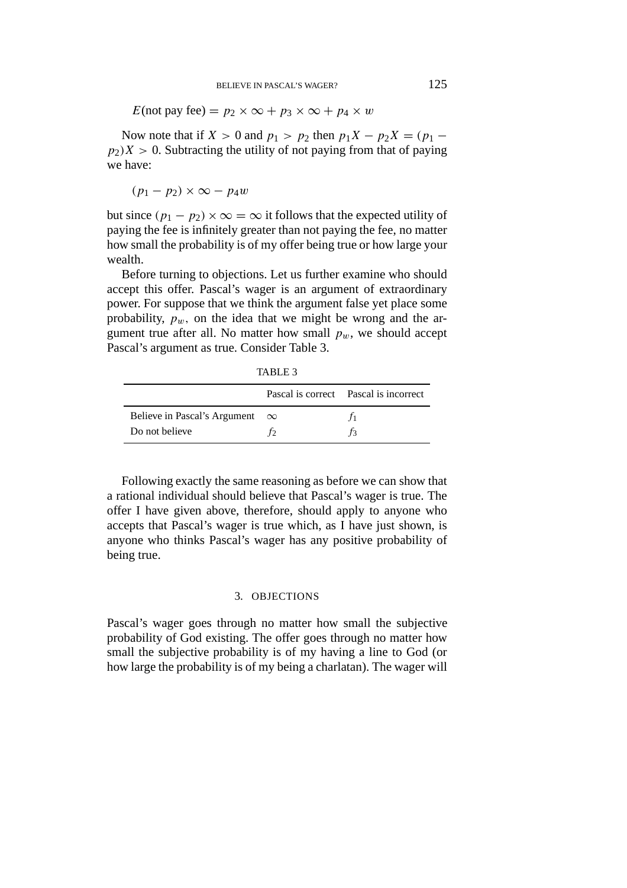$$E(\text{not pay fee}) = p_2 \times \infty + p_3 \times \infty + p_4 \times w$$

Now note that if $X > 0$ and $p_1 > p_2$ then $p_1X - p_2X = (p_1 - p_2)X > 0$. Subtracting the utility of not paying from that of paying we have:

$$(p_1 - p_2) \times \infty - p_4 w$$

but since $(p_1 - p_2) \times \infty = \infty$ it follows that the expected utility of paying the fee is infinitely greater than not paying the fee, no matter how small the probability is of my offer being true or how large your wealth.

Before turning to objections. Let us further examine who should accept this offer. Pascal's wager is an argument of extraordinary power. For suppose that we think the argument false yet place some probability, $p_w$, on the idea that we might be wrong and the argument true after all. No matter how small $p_w$, we should accept Pascal's argument as true. Consider Table 3.

TABLE 3

| | Pascal is correct | Pascal is incorrect |
|---|---|---|
| Believe in Pascal's Argument | $\infty$ | $f_1$ |
| Do not believe | $f_2$ | $f_3$ |

Following exactly the same reasoning as before we can show that a rational individual should believe that Pascal's wager is true. The offer I have given above, therefore, should apply to anyone who accepts that Pascal's wager is true which, as I have just shown, is anyone who thinks Pascal's wager has any positive probability of being true.

## 3. OBJECTIONS

Pascal's wager goes through no matter how small the subjective probability of God existing. The offer goes through no matter how small the subjective probability is of my having a line to God (or how large the probability is of my being a charlatan). The wager will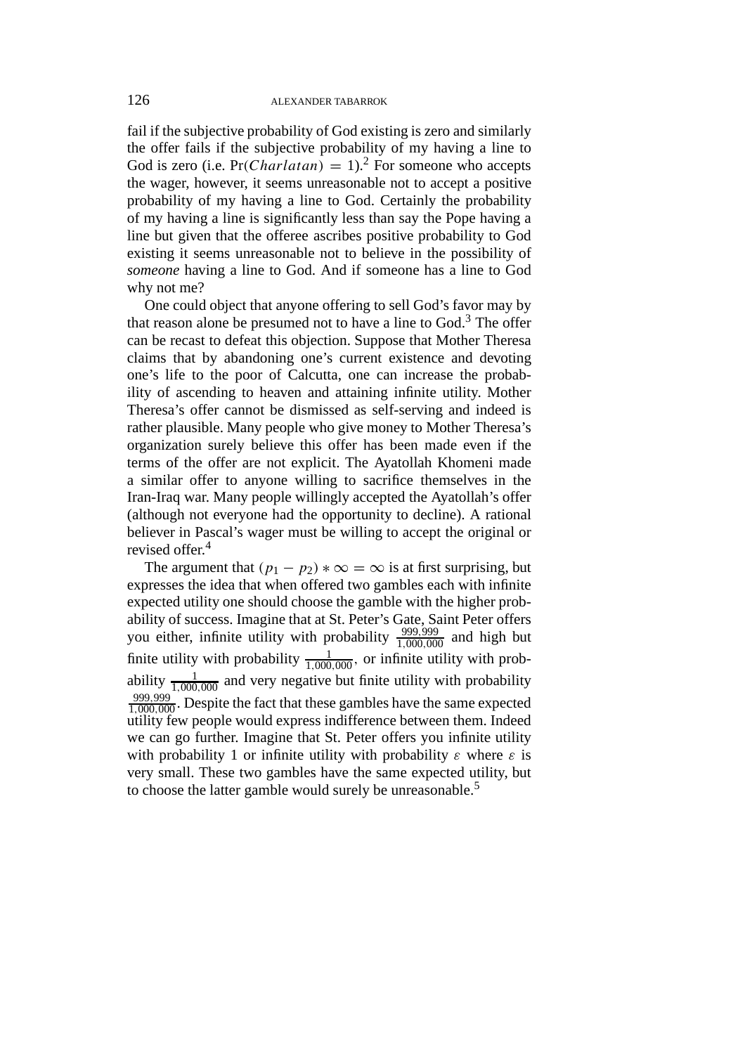fail if the subjective probability of God existing is zero and similarly the offer fails if the subjective probability of my having a line to God is zero (i.e. $\Pr(Charlatan) = 1$).[2] For someone who accepts the wager, however, it seems unreasonable not to accept a positive probability of my having a line to God. Certainly the probability of my having a line is significantly less than say the Pope having a line but given that the offeree ascribes positive probability to God existing it seems unreasonable not to believe in the possibility of *someone* having a line to God. And if someone has a line to God why not me?

One could object that anyone offering to sell God's favor may by that reason alone be presumed not to have a line to God.[3] The offer can be recast to defeat this objection. Suppose that Mother Theresa claims that by abandoning one's current existence and devoting one's life to the poor of Calcutta, one can increase the probability of ascending to heaven and attaining infinite utility. Mother Theresa's offer cannot be dismissed as self-serving and indeed is rather plausible. Many people who give money to Mother Theresa's organization surely believe this offer has been made even if the terms of the offer are not explicit. The Ayatollah Khomeni made a similar offer to anyone willing to sacrifice themselves in the Iran-Iraq war. Many people willingly accepted the Ayatollah's offer (although not everyone had the opportunity to decline). A rational believer in Pascal's wager must be willing to accept the original or revised offer.[4]

The argument that $(p_1 - p_2) * \infty = \infty$ is at first surprising, but expresses the idea that when offered two gambles each with infinite expected utility one should choose the gamble with the higher probability of success. Imagine that at St. Peter's Gate, Saint Peter offers you either, infinite utility with probability $\frac{999{,}999}{1{,}000{,}000}$ and high but finite utility with probability $\frac{1}{1{,}000{,}000}$, or infinite utility with probability $\frac{1}{1{,}000{,}000}$ and very negative but finite utility with probability $\frac{999{,}999}{1{,}000{,}000}$. Despite the fact that these gambles have the same expected utility few people would express indifference between them. Indeed we can go further. Imagine that St. Peter offers you infinite utility with probability 1 or infinite utility with probability $\varepsilon$ where $\varepsilon$ is very small. These two gambles have the same expected utility, but to choose the latter gamble would surely be unreasonable.[5]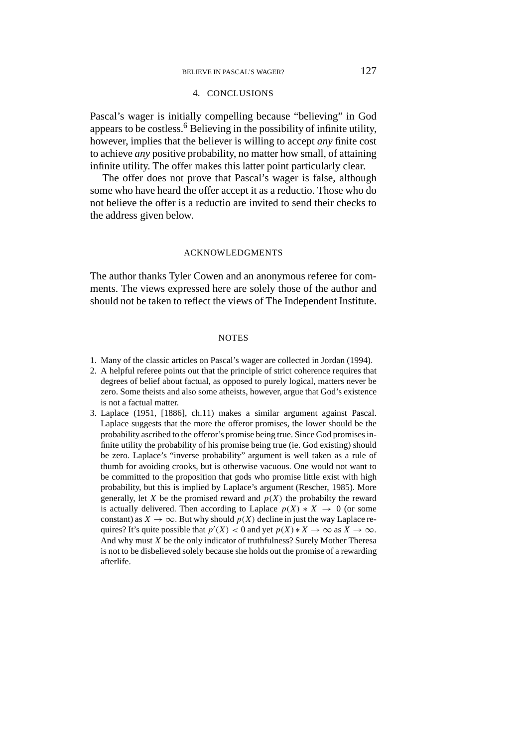## 4. CONCLUSIONS

Pascal's wager is initially compelling because "believing" in God appears to be costless.[6] Believing in the possibility of infinite utility, however, implies that the believer is willing to accept *any* finite cost to achieve *any* positive probability, no matter how small, of attaining infinite utility. The offer makes this latter point particularly clear.

The offer does not prove that Pascal's wager is false, although some who have heard the offer accept it as a reductio. Those who do not believe the offer is a reductio are invited to send their checks to the address given below.

## ACKNOWLEDGMENTS

The author thanks Tyler Cowen and an anonymous referee for comments. The views expressed here are solely those of the author and should not be taken to reflect the views of The Independent Institute.

## NOTES

1. Many of the classic articles on Pascal's wager are collected in Jordan (1994).
2. A helpful referee points out that the principle of strict coherence requires that degrees of belief about factual, as opposed to purely logical, matters never be zero. Some theists and also some atheists, however, argue that God's existence is not a factual matter.
3. Laplace (1951, [1886], ch.11) makes a similar argument against Pascal. Laplace suggests that the more the offeror promises, the lower should be the probability ascribed to the offeror's promise being true. Since God promises infinite utility the probability of his promise being true (ie. God existing) should be zero. Laplace's "inverse probability" argument is well taken as a rule of thumb for avoiding crooks, but is otherwise vacuous. One would not want to be committed to the proposition that gods who promise little exist with high probability, but this is implied by Laplace's argument (Rescher, 1985). More generally, let $X$ be the promised reward and $p(X)$ the probabilty the reward is actually delivered. Then according to Laplace $p(X) * X \rightarrow 0$ (or some constant) as $X \rightarrow \infty$. But why should $p(X)$ decline in just the way Laplace requires? It's quite possible that $p'(X) < 0$ and yet $p(X) * X \rightarrow \infty$ as $X \rightarrow \infty$. And why must $X$ be the only indicator of truthfulness? Surely Mother Theresa is not to be disbelieved solely because she holds out the promise of a rewarding afterlife.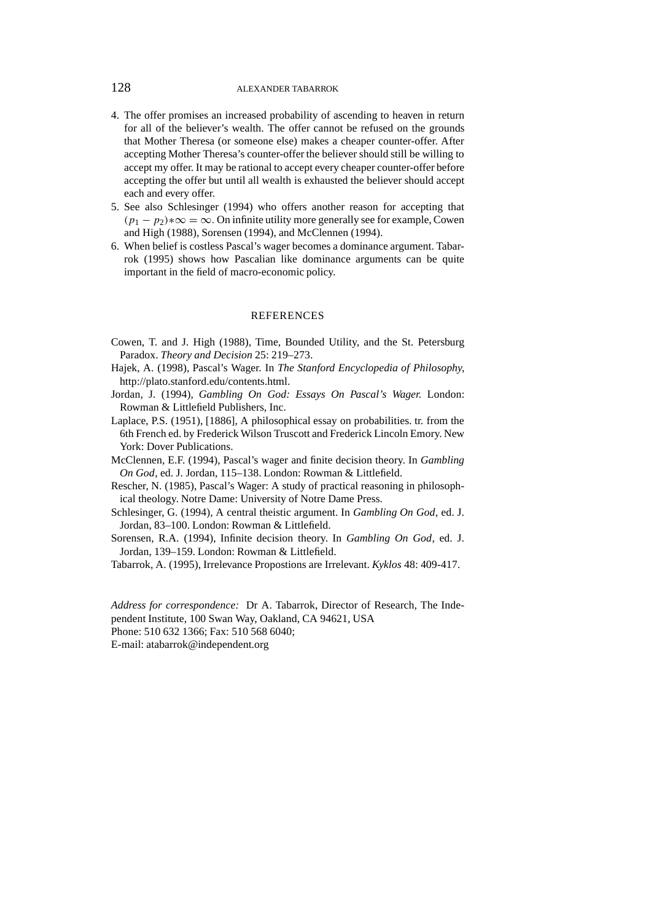4. The offer promises an increased probability of ascending to heaven in return for all of the believer's wealth. The offer cannot be refused on the grounds that Mother Theresa (or someone else) makes a cheaper counter-offer. After accepting Mother Theresa's counter-offer the believer should still be willing to accept my offer. It may be rational to accept every cheaper counter-offer before accepting the offer but until all wealth is exhausted the believer should accept each and every offer.
5. See also Schlesinger (1994) who offers another reason for accepting that $(p_1 - p_2) * \infty = \infty$. On infinite utility more generally see for example, Cowen and High (1988), Sorensen (1994), and McClennen (1994).
6. When belief is costless Pascal's wager becomes a dominance argument. Tabarrok (1995) shows how Pascalian like dominance arguments can be quite important in the field of macro-economic policy.

## REFERENCES

Cowen, T. and J. High (1988), Time, Bounded Utility, and the St. Petersburg Paradox. *Theory and Decision* 25: 219–273.

Hajek, A. (1998), Pascal's Wager. In *The Stanford Encyclopedia of Philosophy*, http://plato.stanford.edu/contents.html.

Jordan, J. (1994), *Gambling On God: Essays On Pascal's Wager.* London: Rowman & Littlefield Publishers, Inc.

Laplace, P.S. (1951), [1886], A philosophical essay on probabilities. tr. from the 6th French ed. by Frederick Wilson Truscott and Frederick Lincoln Emory. New York: Dover Publications.

McClennen, E.F. (1994), Pascal's wager and finite decision theory. In *Gambling On God*, ed. J. Jordan, 115–138. London: Rowman & Littlefield.

Rescher, N. (1985), Pascal's Wager: A study of practical reasoning in philosophical theology. Notre Dame: University of Notre Dame Press.

Schlesinger, G. (1994), A central theistic argument. In *Gambling On God*, ed. J. Jordan, 83–100. London: Rowman & Littlefield.

Sorensen, R.A. (1994), Infinite decision theory. In *Gambling On God*, ed. J. Jordan, 139–159. London: Rowman & Littlefield.

Tabarrok, A. (1995), Irrelevance Propostions are Irrelevant. *Kyklos* 48: 409-417.

*Address for correspondence:* Dr A. Tabarrok, Director of Research, The Independent Institute, 100 Swan Way, Oakland, CA 94621, USA
Phone: 510 632 1366; Fax: 510 568 6040;
E-mail: atabarrok@independent.org